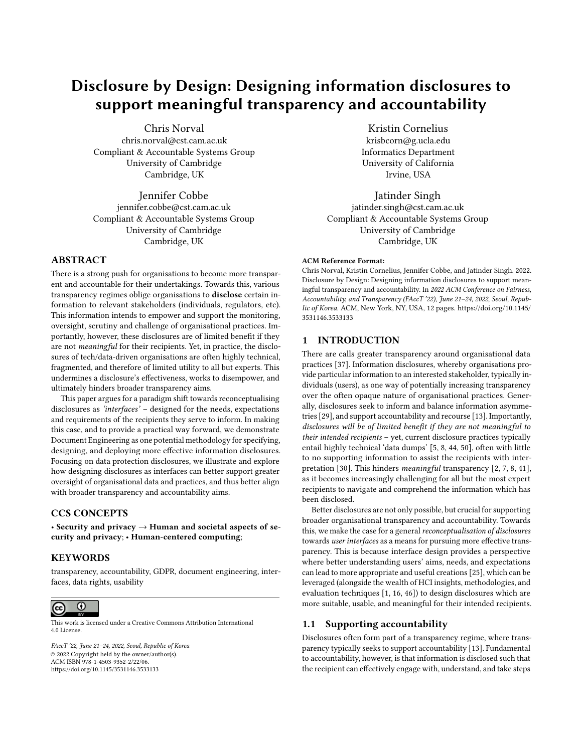# Disclosure by Design: Designing information disclosures to support meaningful transparency and accountability

Chris Norval
chris.norval@cst.cam.ac.uk
Compliant & Accountable Systems Group
University of Cambridge
Cambridge, UK

Kristin Cornelius
krisbcorn@g.ucla.edu
Informatics Department
University of California
Irvine, USA

Jennifer Cobbe
jennifer.cobbe@cst.cam.ac.uk
Compliant & Accountable Systems Group
University of Cambridge
Cambridge, UK

Jatinder Singh
jatinder.singh@cst.cam.ac.uk
Compliant & Accountable Systems Group
University of Cambridge
Cambridge, UK

## ABSTRACT

There is a strong push for organisations to become more transparent and accountable for their undertakings. Towards this, various transparency regimes oblige organisations to **disclose** certain information to relevant stakeholders (individuals, regulators, etc). This information intends to empower and support the monitoring, oversight, scrutiny and challenge of organisational practices. Importantly, however, these disclosures are of limited benefit if they are not *meaningful* for their recipients. Yet, in practice, the disclosures of tech/data-driven organisations are often highly technical, fragmented, and therefore of limited utility to all but experts. This undermines a disclosure's effectiveness, works to disempower, and ultimately hinders broader transparency aims.

This paper argues for a paradigm shift towards reconceptualising disclosures as *'interfaces'* – designed for the needs, expectations and requirements of the recipients they serve to inform. In making this case, and to provide a practical way forward, we demonstrate Document Engineering as one potential methodology for specifying, designing, and deploying more effective information disclosures. Focusing on data protection disclosures, we illustrate and explore how designing disclosures as interfaces can better support greater oversight of organisational data and practices, and thus better align with broader transparency and accountability aims.

## CCS CONCEPTS

• **Security and privacy → Human and societal aspects of security and privacy**; • **Human-centered computing**;

## KEYWORDS

transparency, accountability, GDPR, document engineering, interfaces, data rights, usability

This work is licensed under a Creative Commons Attribution International 4.0 License.

*FAccT '22, June 21–24, 2022, Seoul, Republic of Korea*
© 2022 Copyright held by the owner/author(s).
ACM ISBN 978-1-4503-9352-2/22/06.
https://doi.org/10.1145/3531146.3533133

**ACM Reference Format:**
Chris Norval, Kristin Cornelius, Jennifer Cobbe, and Jatinder Singh. 2022. Disclosure by Design: Designing information disclosures to support meaningful transparency and accountability. In *2022 ACM Conference on Fairness, Accountability, and Transparency (FAccT '22), June 21–24, 2022, Seoul, Republic of Korea.* ACM, New York, NY, USA, 12 pages. https://doi.org/10.1145/3531146.3533133

## 1 INTRODUCTION

There are calls greater transparency around organisational data practices [37]. Information disclosures, whereby organisations provide particular information to an interested stakeholder, typically individuals (users), as one way of potentially increasing transparency over the often opaque nature of organisational practices. Generally, disclosures seek to inform and balance information asymmetries [29], and support accountability and recourse [13]. Importantly, *disclosures will be of limited benefit if they are not meaningful to their intended recipients* – yet, current disclosure practices typically entail highly technical 'data dumps' [5, 8, 44, 50], often with little to no supporting information to assist the recipients with interpretation [30]. This hinders *meaningful* transparency [2, 7, 8, 41], as it becomes increasingly challenging for all but the most expert recipients to navigate and comprehend the information which has been disclosed.

Better disclosures are not only possible, but crucial for supporting broader organisational transparency and accountability. Towards this, we make the case for a general *reconceptualisation of disclosures* towards *user interfaces* as a means for pursuing more effective transparency. This is because interface design provides a perspective where better understanding users' aims, needs, and expectations can lead to more appropriate and useful creations [25], which can be leveraged (alongside the wealth of HCI insights, methodologies, and evaluation techniques [1, 16, 46]) to design disclosures which are more suitable, usable, and meaningful for their intended recipients.

### 1.1 Supporting accountability

Disclosures often form part of a transparency regime, where transparency typically seeks to support accountability [13]. Fundamental to accountability, however, is that information is disclosed such that the recipient can effectively engage with, understand, and take steps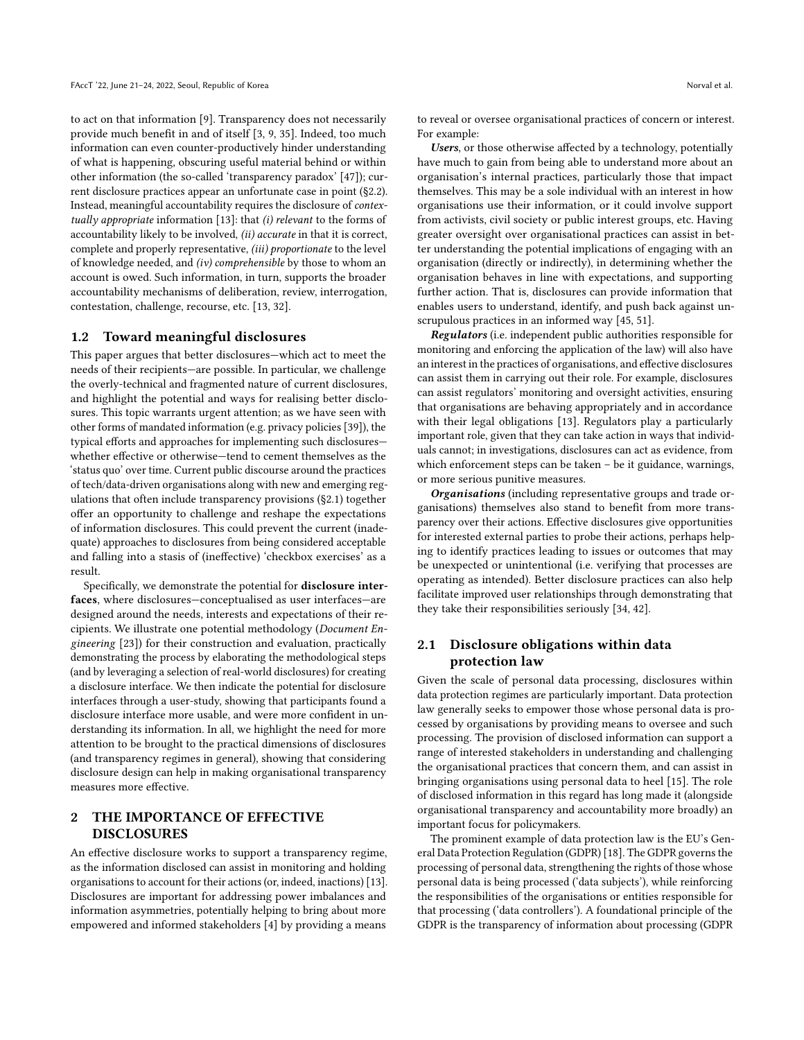to act on that information [9]. Transparency does not necessarily provide much benefit in and of itself [3, 9, 35]. Indeed, too much information can even counter-productively hinder understanding of what is happening, obscuring useful material behind or within other information (the so-called 'transparency paradox' [47]); current disclosure practices appear an unfortunate case in point (§2.2). Instead, meaningful accountability requires the disclosure of *contextually appropriate* information [13]: that *(i) relevant* to the forms of accountability likely to be involved, *(ii) accurate* in that it is correct, complete and properly representative, *(iii) proportionate* to the level of knowledge needed, and *(iv) comprehensible* by those to whom an account is owed. Such information, in turn, supports the broader accountability mechanisms of deliberation, review, interrogation, contestation, challenge, recourse, etc. [13, 32].

### 1.2 Toward meaningful disclosures

This paper argues that better disclosures—which act to meet the needs of their recipients—are possible. In particular, we challenge the overly-technical and fragmented nature of current disclosures, and highlight the potential and ways for realising better disclosures. This topic warrants urgent attention; as we have seen with other forms of mandated information (e.g. privacy policies [39]), the typical efforts and approaches for implementing such disclosures—whether effective or otherwise—tend to cement themselves as the 'status quo' over time. Current public discourse around the practices of tech/data-driven organisations along with new and emerging regulations that often include transparency provisions (§2.1) together offer an opportunity to challenge and reshape the expectations of information disclosures. This could prevent the current (inadequate) approaches to disclosures from being considered acceptable and falling into a stasis of (ineffective) 'checkbox exercises' as a result.

Specifically, we demonstrate the potential for **disclosure interfaces**, where disclosures—conceptualised as user interfaces—are designed around the needs, interests and expectations of their recipients. We illustrate one potential methodology (*Document Engineering* [23]) for their construction and evaluation, practically demonstrating the process by elaborating the methodological steps (and by leveraging a selection of real-world disclosures) for creating a disclosure interface. We then indicate the potential for disclosure interfaces through a user-study, showing that participants found a disclosure interface more usable, and were more confident in understanding its information. In all, we highlight the need for more attention to be brought to the practical dimensions of disclosures (and transparency regimes in general), showing that considering disclosure design can help in making organisational transparency measures more effective.

## 2 THE IMPORTANCE OF EFFECTIVE DISCLOSURES

An effective disclosure works to support a transparency regime, as the information disclosed can assist in monitoring and holding organisations to account for their actions (or, indeed, inactions) [13]. Disclosures are important for addressing power imbalances and information asymmetries, potentially helping to bring about more empowered and informed stakeholders [4] by providing a means to reveal or oversee organisational practices of concern or interest. For example:

***Users***, or those otherwise affected by a technology, potentially have much to gain from being able to understand more about an organisation's internal practices, particularly those that impact themselves. This may be a sole individual with an interest in how organisations use their information, or it could involve support from activists, civil society or public interest groups, etc. Having greater oversight over organisational practices can assist in better understanding the potential implications of engaging with an organisation (directly or indirectly), in determining whether the organisation behaves in line with expectations, and supporting further action. That is, disclosures can provide information that enables users to understand, identify, and push back against unscrupulous practices in an informed way [45, 51].

***Regulators*** (i.e. independent public authorities responsible for monitoring and enforcing the application of the law) will also have an interest in the practices of organisations, and effective disclosures can assist them in carrying out their role. For example, disclosures can assist regulators' monitoring and oversight activities, ensuring that organisations are behaving appropriately and in accordance with their legal obligations [13]. Regulators play a particularly important role, given that they can take action in ways that individuals cannot; in investigations, disclosures can act as evidence, from which enforcement steps can be taken – be it guidance, warnings, or more serious punitive measures.

***Organisations*** (including representative groups and trade organisations) themselves also stand to benefit from more transparency over their actions. Effective disclosures give opportunities for interested external parties to probe their actions, perhaps helping to identify practices leading to issues or outcomes that may be unexpected or unintentional (i.e. verifying that processes are operating as intended). Better disclosure practices can also help facilitate improved user relationships through demonstrating that they take their responsibilities seriously [34, 42].

### 2.1 Disclosure obligations within data protection law

Given the scale of personal data processing, disclosures within data protection regimes are particularly important. Data protection law generally seeks to empower those whose personal data is processed by organisations by providing means to oversee and such processing. The provision of disclosed information can support a range of interested stakeholders in understanding and challenging the organisational practices that concern them, and can assist in bringing organisations using personal data to heel [15]. The role of disclosed information in this regard has long made it (alongside organisational transparency and accountability more broadly) an important focus for policymakers.

The prominent example of data protection law is the EU's General Data Protection Regulation (GDPR) [18]. The GDPR governs the processing of personal data, strengthening the rights of those whose personal data is being processed ('data subjects'), while reinforcing the responsibilities of the organisations or entities responsible for that processing ('data controllers'). A foundational principle of the GDPR is the transparency of information about processing (GDPR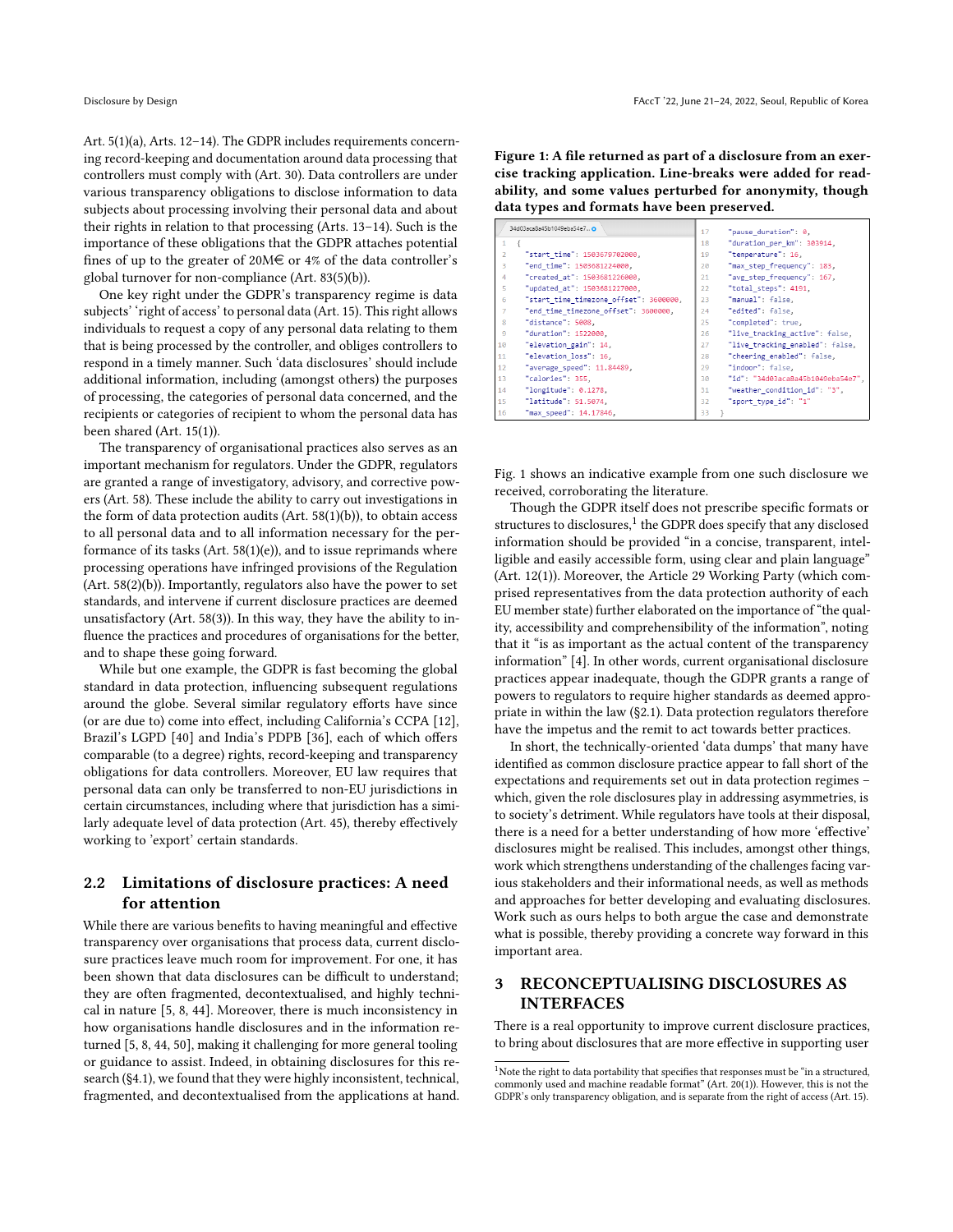Art. 5(1)(a), Arts. 12–14). The GDPR includes requirements concerning record-keeping and documentation around data processing that controllers must comply with (Art. 30). Data controllers are under various transparency obligations to disclose information to data subjects about processing involving their personal data and about their rights in relation to that processing (Arts. 13–14). Such is the importance of these obligations that the GDPR attaches potential fines of up to the greater of 20M€ or 4% of the data controller's global turnover for non-compliance (Art. 83(5)(b)).

One key right under the GDPR's transparency regime is data subjects' 'right of access' to personal data (Art. 15). This right allows individuals to request a copy of any personal data relating to them that is being processed by the controller, and obliges controllers to respond in a timely manner. Such 'data disclosures' should include additional information, including (amongst others) the purposes of processing, the categories of personal data concerned, and the recipients or categories of recipient to whom the personal data has been shared (Art. 15(1)).

The transparency of organisational practices also serves as an important mechanism for regulators. Under the GDPR, regulators are granted a range of investigatory, advisory, and corrective powers (Art. 58). These include the ability to carry out investigations in the form of data protection audits (Art. 58(1)(b)), to obtain access to all personal data and to all information necessary for the performance of its tasks (Art. 58(1)(e)), and to issue reprimands where processing operations have infringed provisions of the Regulation (Art. 58(2)(b)). Importantly, regulators also have the power to set standards, and intervene if current disclosure practices are deemed unsatisfactory (Art. 58(3)). In this way, they have the ability to influence the practices and procedures of organisations for the better, and to shape these going forward.

While but one example, the GDPR is fast becoming the global standard in data protection, influencing subsequent regulations around the globe. Several similar regulatory efforts have since (or are due to) come into effect, including California's CCPA [12], Brazil's LGPD [40] and India's PDPB [36], each of which offers comparable (to a degree) rights, record-keeping and transparency obligations for data controllers. Moreover, EU law requires that personal data can only be transferred to non-EU jurisdictions in certain circumstances, including where that jurisdiction has a similarly adequate level of data protection (Art. 45), thereby effectively working to 'export' certain standards.

## 2.2 Limitations of disclosure practices: A need for attention

While there are various benefits to having meaningful and effective transparency over organisations that process data, current disclosure practices leave much room for improvement. For one, it has been shown that data disclosures can be difficult to understand; they are often fragmented, decontextualised, and highly technical in nature [5, 8, 44]. Moreover, there is much inconsistency in how organisations handle disclosures and in the information returned [5, 8, 44, 50], making it challenging for more general tooling or guidance to assist. Indeed, in obtaining disclosures for this research (§4.1), we found that they were highly inconsistent, technical, fragmented, and decontextualised from the applications at hand.

**Figure 1: A file returned as part of a disclosure from an exercise tracking application. Line-breaks were added for readability, and some values perturbed for anonymity, though data types and formats have been preserved.**

```
34d03aca8a45b1049eba54e7...
1  {
2    "start_time": 1503679702000,
3    "end_time": 1503681224000,
4    "created_at": 1503681226000,
5    "updated_at": 1503681227000,
6    "start_time_timezone_offset": 3600000,
7    "end_time_timezone_offset": 3600000,
8    "distance": 5008,
9    "duration": 1522000,
10   "elevation_gain": 14,
11   "elevation_loss": 16,
12   "average_speed": 11.84489,
13   "calories": 355,
14   "longitude": 0.1278,
15   "latitude": 51.5074,
16   "max_speed": 14.17846,
17   "pause_duration": 0,
18   "duration_per_km": 303914,
19   "temperature": 16,
20   "max_step_frequency": 183,
21   "avg_step_frequency": 167,
22   "total_steps": 4191,
23   "manual": false,
24   "edited": false,
25   "completed": true,
26   "live_tracking_active": false,
27   "live_tracking_enabled": false,
28   "cheering_enabled": false,
29   "indoor": false,
30   "id": "34d03aca8a45b1040eba54e7",
31   "weather_condition_id": "3",
32   "sport_type_id": "1"
33 }
```

Fig. 1 shows an indicative example from one such disclosure we received, corroborating the literature.

Though the GDPR itself does not prescribe specific formats or structures to disclosures,[1] the GDPR does specify that any disclosed information should be provided "in a concise, transparent, intelligible and easily accessible form, using clear and plain language" (Art. 12(1)). Moreover, the Article 29 Working Party (which comprised representatives from the data protection authority of each EU member state) further elaborated on the importance of "the quality, accessibility and comprehensibility of the information", noting that it "is as important as the actual content of the transparency information" [4]. In other words, current organisational disclosure practices appear inadequate, though the GDPR grants a range of powers to regulators to require higher standards as deemed appropriate in within the law (§2.1). Data protection regulators therefore have the impetus and the remit to act towards better practices.

In short, the technically-oriented 'data dumps' that many have identified as common disclosure practice appear to fall short of the expectations and requirements set out in data protection regimes – which, given the role disclosures play in addressing asymmetries, is to society's detriment. While regulators have tools at their disposal, there is a need for a better understanding of how more 'effective' disclosures might be realised. This includes, amongst other things, work which strengthens understanding of the challenges facing various stakeholders and their informational needs, as well as methods and approaches for better developing and evaluating disclosures. Work such as ours helps to both argue the case and demonstrate what is possible, thereby providing a concrete way forward in this important area.

# 3 RECONCEPTUALISING DISCLOSURES AS INTERFACES

There is a real opportunity to improve current disclosure practices, to bring about disclosures that are more effective in supporting user

[1] Note the right to data portability that specifies that responses must be "in a structured, commonly used and machine readable format" (Art. 20(1)). However, this is not the GDPR's only transparency obligation, and is separate from the right of access (Art. 15).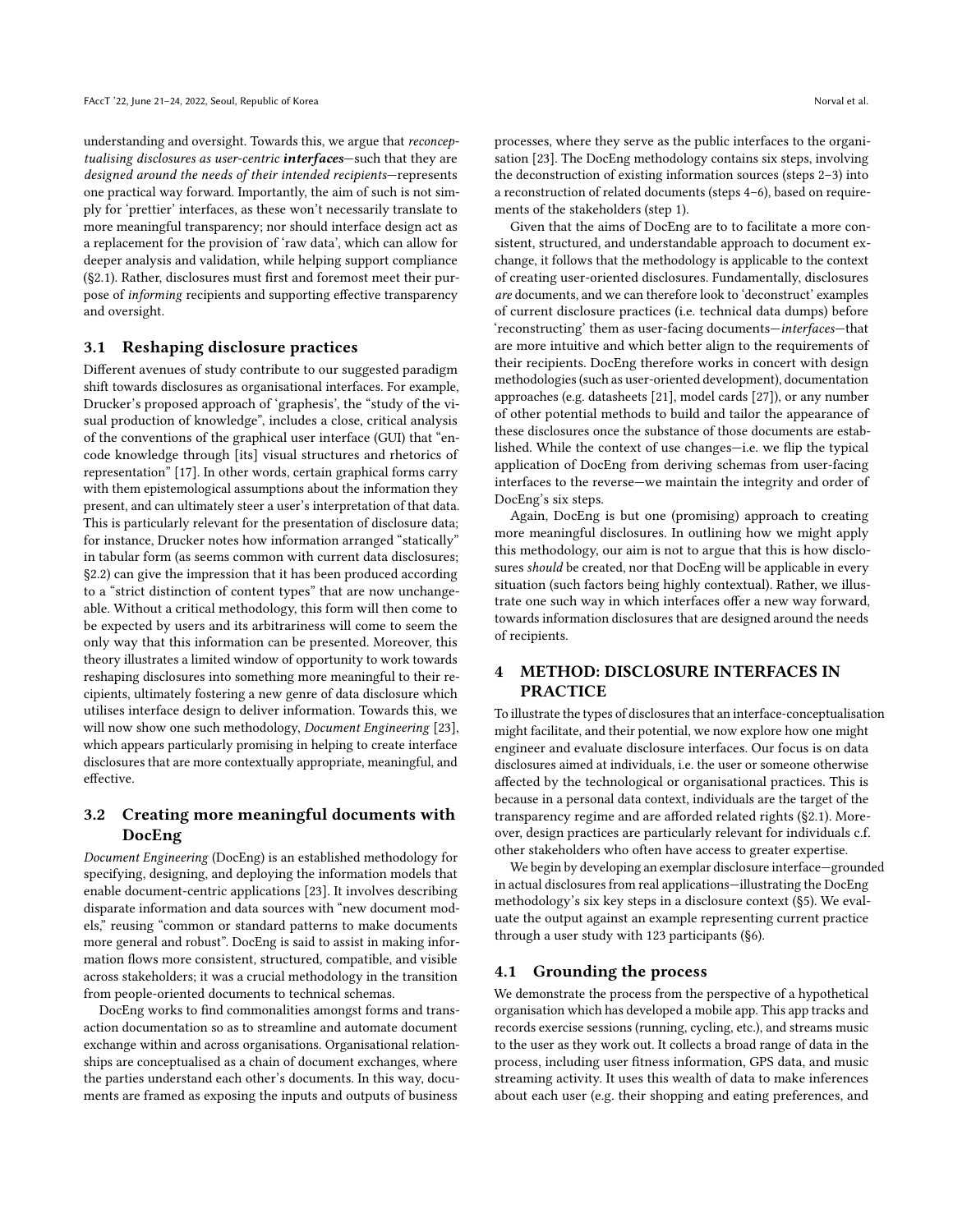understanding and oversight. Towards this, we argue that *reconceptualising disclosures as user-centric **interfaces**—such that they are designed around the needs of their intended recipients*—represents one practical way forward. Importantly, the aim of such is not simply for 'prettier' interfaces, as these won't necessarily translate to more meaningful transparency; nor should interface design act as a replacement for the provision of 'raw data', which can allow for deeper analysis and validation, while helping support compliance (§2.1). Rather, disclosures must first and foremost meet their purpose of *informing* recipients and supporting effective transparency and oversight.

### 3.1 Reshaping disclosure practices

Different avenues of study contribute to our suggested paradigm shift towards disclosures as organisational interfaces. For example, Drucker's proposed approach of 'graphesis', the "study of the visual production of knowledge", includes a close, critical analysis of the conventions of the graphical user interface (GUI) that "encode knowledge through [its] visual structures and rhetorics of representation" [17]. In other words, certain graphical forms carry with them epistemological assumptions about the information they present, and can ultimately steer a user's interpretation of that data. This is particularly relevant for the presentation of disclosure data; for instance, Drucker notes how information arranged "statically" in tabular form (as seems common with current data disclosures; §2.2) can give the impression that it has been produced according to a "strict distinction of content types" that are now unchangeable. Without a critical methodology, this form will then come to be expected by users and its arbitrariness will come to seem the only way that this information can be presented. Moreover, this theory illustrates a limited window of opportunity to work towards reshaping disclosures into something more meaningful to their recipients, ultimately fostering a new genre of data disclosure which utilises interface design to deliver information. Towards this, we will now show one such methodology, *Document Engineering* [23], which appears particularly promising in helping to create interface disclosures that are more contextually appropriate, meaningful, and effective.

### 3.2 Creating more meaningful documents with DocEng

*Document Engineering* (DocEng) is an established methodology for specifying, designing, and deploying the information models that enable document-centric applications [23]. It involves describing disparate information and data sources with "new document models," reusing "common or standard patterns to make documents more general and robust". DocEng is said to assist in making information flows more consistent, structured, compatible, and visible across stakeholders; it was a crucial methodology in the transition from people-oriented documents to technical schemas.

DocEng works to find commonalities amongst forms and transaction documentation so as to streamline and automate document exchange within and across organisations. Organisational relationships are conceptualised as a chain of document exchanges, where the parties understand each other's documents. In this way, documents are framed as exposing the inputs and outputs of business processes, where they serve as the public interfaces to the organisation [23]. The DocEng methodology contains six steps, involving the deconstruction of existing information sources (steps 2–3) into a reconstruction of related documents (steps 4–6), based on requirements of the stakeholders (step 1).

Given that the aims of DocEng are to to facilitate a more consistent, structured, and understandable approach to document exchange, it follows that the methodology is applicable to the context of creating user-oriented disclosures. Fundamentally, disclosures *are* documents, and we can therefore look to 'deconstruct' examples of current disclosure practices (i.e. technical data dumps) before 'reconstructing' them as user-facing documents—*interfaces*—that are more intuitive and which better align to the requirements of their recipients. DocEng therefore works in concert with design methodologies (such as user-oriented development), documentation approaches (e.g. datasheets [21], model cards [27]), or any number of other potential methods to build and tailor the appearance of these disclosures once the substance of those documents are established. While the context of use changes—i.e. we flip the typical application of DocEng from deriving schemas from user-facing interfaces to the reverse—we maintain the integrity and order of DocEng's six steps.

Again, DocEng is but one (promising) approach to creating more meaningful disclosures. In outlining how we might apply this methodology, our aim is not to argue that this is how disclosures *should* be created, nor that DocEng will be applicable in every situation (such factors being highly contextual). Rather, we illustrate one such way in which interfaces offer a new way forward, towards information disclosures that are designed around the needs of recipients.

## 4 METHOD: DISCLOSURE INTERFACES IN PRACTICE

To illustrate the types of disclosures that an interface-conceptualisation might facilitate, and their potential, we now explore how one might engineer and evaluate disclosure interfaces. Our focus is on data disclosures aimed at individuals, i.e. the user or someone otherwise affected by the technological or organisational practices. This is because in a personal data context, individuals are the target of the transparency regime and are afforded related rights (§2.1). Moreover, design practices are particularly relevant for individuals c.f. other stakeholders who often have access to greater expertise.

We begin by developing an exemplar disclosure interface—grounded in actual disclosures from real applications—illustrating the DocEng methodology's six key steps in a disclosure context (§5). We evaluate the output against an example representing current practice through a user study with 123 participants (§6).

### 4.1 Grounding the process

We demonstrate the process from the perspective of a hypothetical organisation which has developed a mobile app. This app tracks and records exercise sessions (running, cycling, etc.), and streams music to the user as they work out. It collects a broad range of data in the process, including user fitness information, GPS data, and music streaming activity. It uses this wealth of data to make inferences about each user (e.g. their shopping and eating preferences, and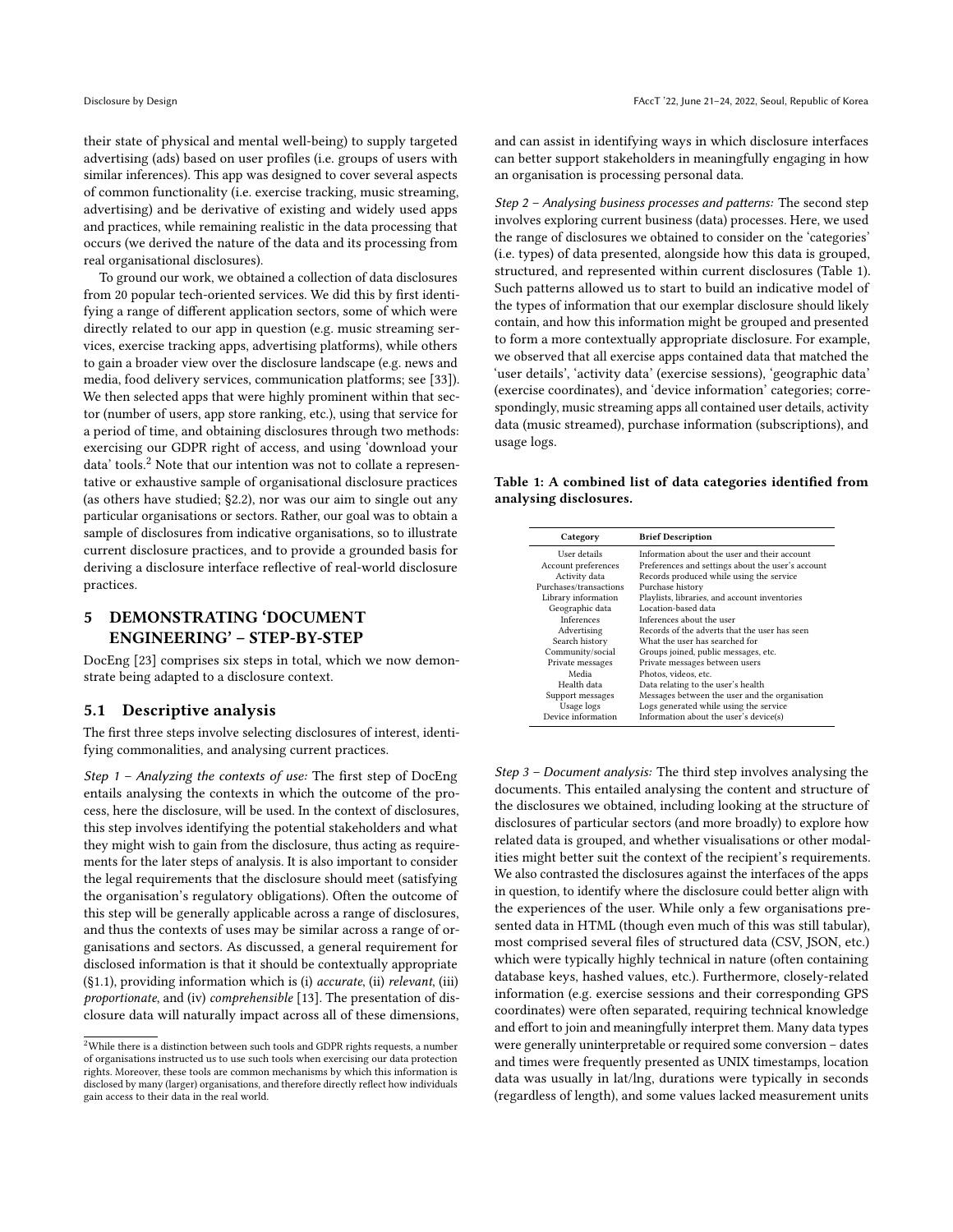their state of physical and mental well-being) to supply targeted advertising (ads) based on user profiles (i.e. groups of users with similar inferences). This app was designed to cover several aspects of common functionality (i.e. exercise tracking, music streaming, advertising) and be derivative of existing and widely used apps and practices, while remaining realistic in the data processing that occurs (we derived the nature of the data and its processing from real organisational disclosures).

To ground our work, we obtained a collection of data disclosures from 20 popular tech-oriented services. We did this by first identifying a range of different application sectors, some of which were directly related to our app in question (e.g. music streaming services, exercise tracking apps, advertising platforms), while others to gain a broader view over the disclosure landscape (e.g. news and media, food delivery services, communication platforms; see [33]). We then selected apps that were highly prominent within that sector (number of users, app store ranking, etc.), using that service for a period of time, and obtaining disclosures through two methods: exercising our GDPR right of access, and using 'download your data' tools.[2] Note that our intention was not to collate a representative or exhaustive sample of organisational disclosure practices (as others have studied; §2.2), nor was our aim to single out any particular organisations or sectors. Rather, our goal was to obtain a sample of disclosures from indicative organisations, so to illustrate current disclosure practices, and to provide a grounded basis for deriving a disclosure interface reflective of real-world disclosure practices.

## 5 DEMONSTRATING 'DOCUMENT ENGINEERING' – STEP-BY-STEP

DocEng [23] comprises six steps in total, which we now demonstrate being adapted to a disclosure context.

### 5.1 Descriptive analysis

The first three steps involve selecting disclosures of interest, identifying commonalities, and analysing current practices.

*Step 1 – Analyzing the contexts of use:* The first step of DocEng entails analysing the contexts in which the outcome of the process, here the disclosure, will be used. In the context of disclosures, this step involves identifying the potential stakeholders and what they might wish to gain from the disclosure, thus acting as requirements for the later steps of analysis. It is also important to consider the legal requirements that the disclosure should meet (satisfying the organisation's regulatory obligations). Often the outcome of this step will be generally applicable across a range of disclosures, and thus the contexts of uses may be similar across a range of organisations and sectors. As discussed, a general requirement for disclosed information is that it should be contextually appropriate (§1.1), providing information which is (i) *accurate*, (ii) *relevant*, (iii) *proportionate*, and (iv) *comprehensible* [13]. The presentation of disclosure data will naturally impact across all of these dimensions, and can assist in identifying ways in which disclosure interfaces can better support stakeholders in meaningfully engaging in how an organisation is processing personal data.

*Step 2 – Analysing business processes and patterns:* The second step involves exploring current business (data) processes. Here, we used the range of disclosures we obtained to consider on the 'categories' (i.e. types) of data presented, alongside how this data is grouped, structured, and represented within current disclosures (Table 1). Such patterns allowed us to start to build an indicative model of the types of information that our exemplar disclosure should likely contain, and how this information might be grouped and presented to form a more contextually appropriate disclosure. For example, we observed that all exercise apps contained data that matched the 'user details', 'activity data' (exercise sessions), 'geographic data' (exercise coordinates), and 'device information' categories; correspondingly, music streaming apps all contained user details, activity data (music streamed), purchase information (subscriptions), and usage logs.

**Table 1: A combined list of data categories identified from analysing disclosures.**

| Category | Brief Description |
|---|---|
| User details | Information about the user and their account |
| Account preferences | Preferences and settings about the user's account |
| Activity data | Records produced while using the service |
| Purchases/transactions | Purchase history |
| Library information | Playlists, libraries, and account inventories |
| Geographic data | Location-based data |
| Inferences | Inferences about the user |
| Advertising | Records of the adverts that the user has seen |
| Search history | What the user has searched for |
| Community/social | Groups joined, public messages, etc. |
| Private messages | Private messages between users |
| Media | Photos, videos, etc. |
| Health data | Data relating to the user's health |
| Support messages | Messages between the user and the organisation |
| Usage logs | Logs generated while using the service |
| Device information | Information about the user's device(s) |

*Step 3 – Document analysis:* The third step involves analysing the documents. This entailed analysing the content and structure of the disclosures we obtained, including looking at the structure of disclosures of particular sectors (and more broadly) to explore how related data is grouped, and whether visualisations or other modalities might better suit the context of the recipient's requirements. We also contrasted the disclosures against the interfaces of the apps in question, to identify where the disclosure could better align with the experiences of the user. While only a few organisations presented data in HTML (though even much of this was still tabular), most comprised several files of structured data (CSV, JSON, etc.) which were typically highly technical in nature (often containing database keys, hashed values, etc.). Furthermore, closely-related information (e.g. exercise sessions and their corresponding GPS coordinates) were often separated, requiring technical knowledge and effort to join and meaningfully interpret them. Many data types were generally uninterpretable or required some conversion – dates and times were frequently presented as UNIX timestamps, location data was usually in lat/lng, durations were typically in seconds (regardless of length), and some values lacked measurement units

[2] While there is a distinction between such tools and GDPR rights requests, a number of organisations instructed us to use such tools when exercising our data protection rights. Moreover, these tools are common mechanisms by which this information is disclosed by many (larger) organisations, and therefore directly reflect how individuals gain access to their data in the real world.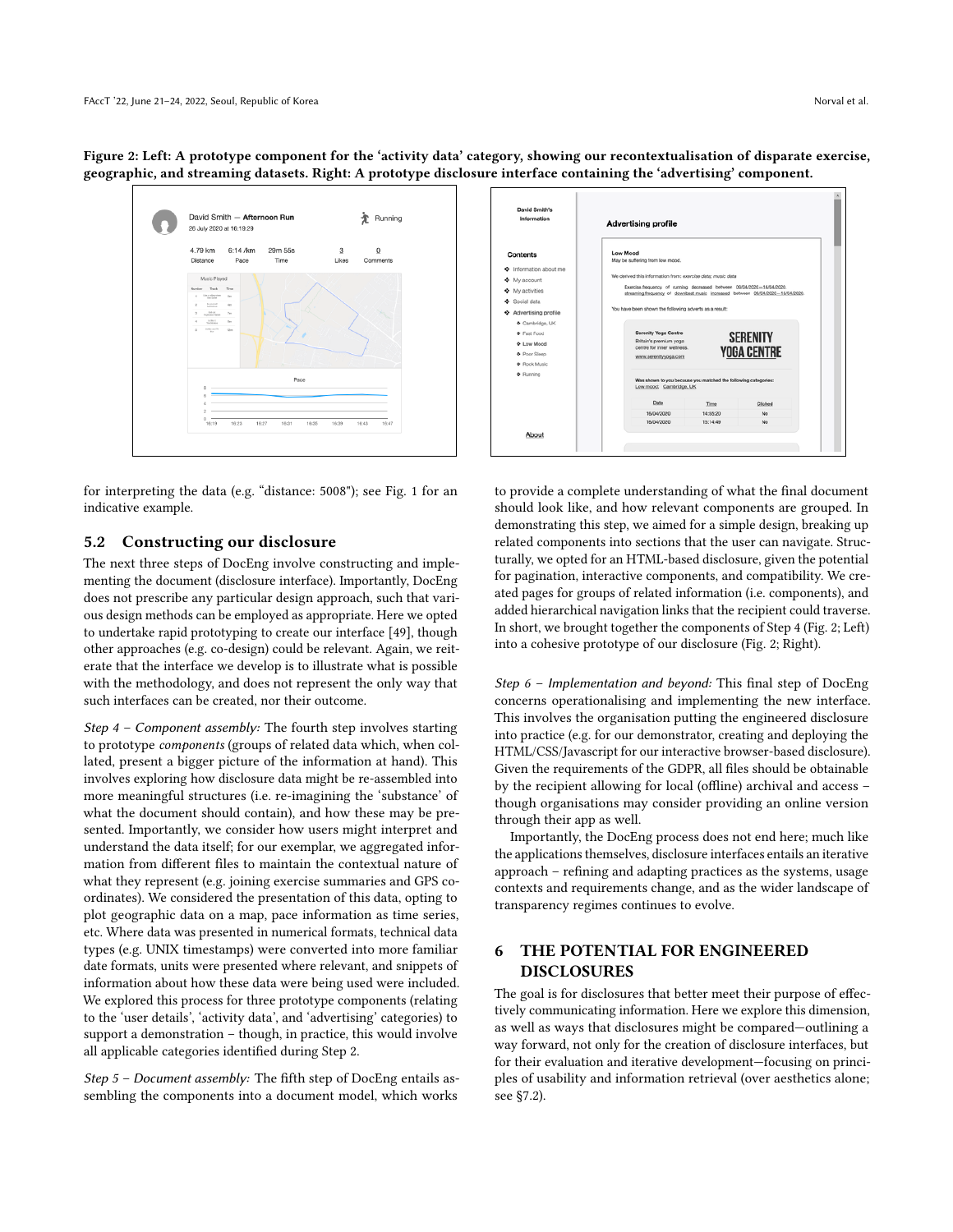Figure 2: Left: A prototype component for the 'activity data' category, showing our recontextualisation of disparate exercise, geographic, and streaming datasets. Right: A prototype disclosure interface containing the 'advertising' component.

for interpreting the data (e.g. "distance: 5008"); see Fig. 1 for an indicative example.

## 5.2 Constructing our disclosure

The next three steps of DocEng involve constructing and implementing the document (disclosure interface). Importantly, DocEng does not prescribe any particular design approach, such that various design methods can be employed as appropriate. Here we opted to undertake rapid prototyping to create our interface [49], though other approaches (e.g. co-design) could be relevant. Again, we reiterate that the interface we develop is to illustrate what is possible with the methodology, and does not represent the only way that such interfaces can be created, nor their outcome.

*Step 4 – Component assembly:* The fourth step involves starting to prototype *components* (groups of related data which, when collated, present a bigger picture of the information at hand). This involves exploring how disclosure data might be re-assembled into more meaningful structures (i.e. re-imagining the 'substance' of what the document should contain), and how these may be presented. Importantly, we consider how users might interpret and understand the data itself; for our exemplar, we aggregated information from different files to maintain the contextual nature of what they represent (e.g. joining exercise summaries and GPS coordinates). We considered the presentation of this data, opting to plot geographic data on a map, pace information as time series, etc. Where data was presented in numerical formats, technical data types (e.g. UNIX timestamps) were converted into more familiar date formats, units were presented where relevant, and snippets of information about how these data were being used were included. We explored this process for three prototype components (relating to the 'user details', 'activity data', and 'advertising' categories) to support a demonstration – though, in practice, this would involve all applicable categories identified during Step 2.

*Step 5 – Document assembly:* The fifth step of DocEng entails assembling the components into a document model, which works to provide a complete understanding of what the final document should look like, and how relevant components are grouped. In demonstrating this step, we aimed for a simple design, breaking up related components into sections that the user can navigate. Structurally, we opted for an HTML-based disclosure, given the potential for pagination, interactive components, and compatibility. We created pages for groups of related information (i.e. components), and added hierarchical navigation links that the recipient could traverse. In short, we brought together the components of Step 4 (Fig. 2; Left) into a cohesive prototype of our disclosure (Fig. 2; Right).

*Step 6 – Implementation and beyond:* This final step of DocEng concerns operationalising and implementing the new interface. This involves the organisation putting the engineered disclosure into practice (e.g. for our demonstrator, creating and deploying the HTML/CSS/Javascript for our interactive browser-based disclosure). Given the requirements of the GDPR, all files should be obtainable by the recipient allowing for local (offline) archival and access – though organisations may consider providing an online version through their app as well.

Importantly, the DocEng process does not end here; much like the applications themselves, disclosure interfaces entails an iterative approach – refining and adapting practices as the systems, usage contexts and requirements change, and as the wider landscape of transparency regimes continues to evolve.

# 6 THE POTENTIAL FOR ENGINEERED DISCLOSURES

The goal is for disclosures that better meet their purpose of effectively communicating information. Here we explore this dimension, as well as ways that disclosures might be compared—outlining a way forward, not only for the creation of disclosure interfaces, but for their evaluation and iterative development—focusing on principles of usability and information retrieval (over aesthetics alone; see §7.2).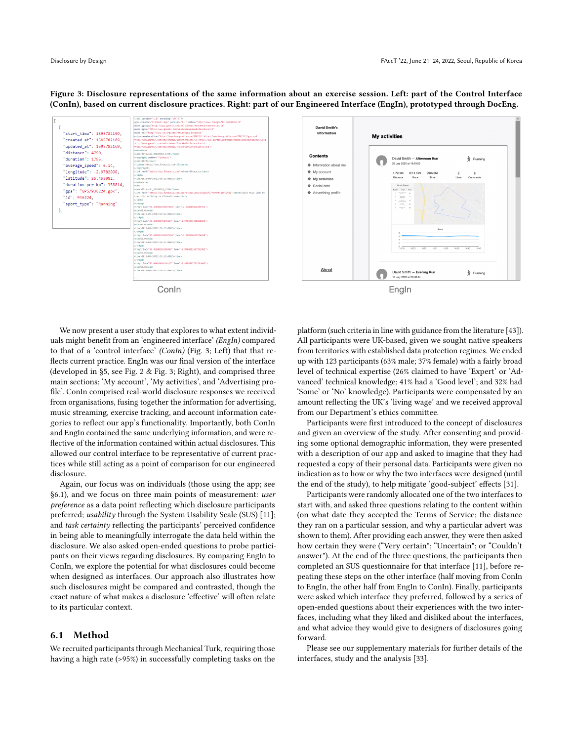**Figure 3: Disclosure representations of the same information about an exercise session. Left: part of the Control Interface (ConIn), based on current disclosure practices. Right: part of our Engineered Interface (EngIn), prototyped through DocEng.**

We now present a user study that explores to what extent individuals might benefit from an 'engineered interface' *(EngIn)* compared to that of a 'control interface' *(ConIn)* (Fig. 3; Left) that that reflects current practice. EngIn was our final version of the interface (developed in §5, see Fig. 2 & Fig. 3; Right), and comprised three main sections; 'My account', 'My activities', and 'Advertising profile'. ConIn comprised real-world disclosure responses we received from organisations, fusing together the information for advertising, music streaming, exercise tracking, and account information categories to reflect our app's functionality. Importantly, both ConIn and EngIn contained the same underlying information, and were reflective of the information contained within actual disclosures. This allowed our control interface to be representative of current practices while still acting as a point of comparison for our engineered disclosure.

Again, our focus was on individuals (those using the app; see §6.1), and we focus on three main points of measurement: *user preference* as a data point reflecting which disclosure participants preferred; *usability* through the System Usability Scale (SUS) [11]; and *task certainty* reflecting the participants' perceived confidence in being able to meaningfully interrogate the data held within the disclosure. We also asked open-ended questions to probe participants on their views regarding disclosures. By comparing EngIn to ConIn, we explore the potential for what disclosures could become when designed as interfaces. Our approach also illustrates how such disclosures might be compared and contrasted, though the exact nature of what makes a disclosure 'effective' will often relate to its particular context.

## 6.1 Method

We recruited participants through Mechanical Turk, requiring those having a high rate (>95%) in successfully completing tasks on the platform (such criteria in line with guidance from the literature [43]). All participants were UK-based, given we sought native speakers from territories with established data protection regimes. We ended up with 123 participants (63% male; 37% female) with a fairly broad level of technical expertise (26% claimed to have 'Expert' or 'Advanced' technical knowledge; 41% had a 'Good level'; and 32% had 'Some' or 'No' knowledge). Participants were compensated by an amount reflecting the UK's 'living wage' and we received approval from our Department's ethics committee.

Participants were first introduced to the concept of disclosures and given an overview of the study. After consenting and providing some optional demographic information, they were presented with a description of our app and asked to imagine that they had requested a copy of their personal data. Participants were given no indication as to how or why the two interfaces were designed (until the end of the study), to help mitigate 'good-subject' effects [31].

Participants were randomly allocated one of the two interfaces to start with, and asked three questions relating to the content within (on what date they accepted the Terms of Service; the distance they ran on a particular session, and why a particular advert was shown to them). After providing each answer, they were then asked how certain they were ("Very certain"; "Uncertain"; or "Couldn't answer"). At the end of the three questions, the participants then completed an SUS questionnaire for that interface [11], before repeating these steps on the other interface (half moving from ConIn to EngIn, the other half from EngIn to ConIn). Finally, participants were asked which interface they preferred, followed by a series of open-ended questions about their experiences with the two interfaces, including what they liked and disliked about the interfaces, and what advice they would give to designers of disclosures going forward.

Please see our supplementary materials for further details of the interfaces, study and the analysis [33].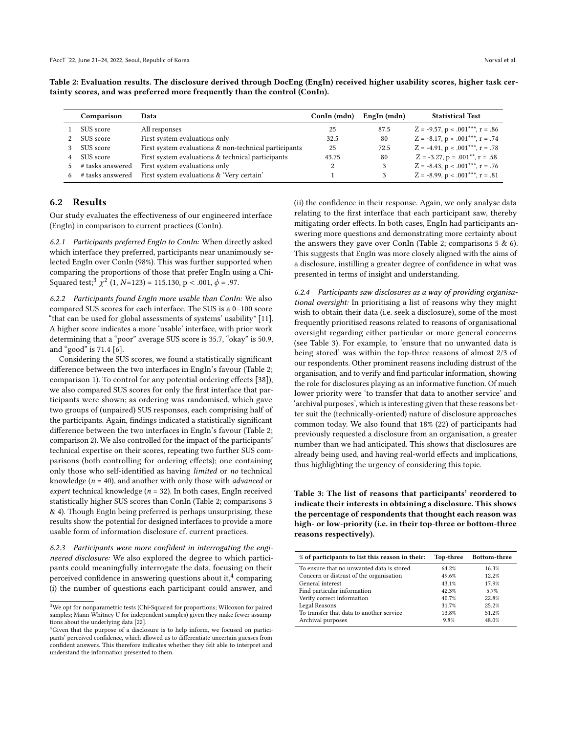Table 2: Evaluation results. The disclosure derived through DocEng (EngIn) received higher usability scores, higher task certainty scores, and was preferred more frequently than the control (ConIn).

| | Comparison | Data | ConIn (mdn) | EngIn (mdn) | Statistical Test |
|---|---|---|---|---|---|
| 1 | SUS score | All responses | 25 | 87.5 | $Z = -9.57$, $p < .001$***, $r = .86$ |
| 2 | SUS score | First system evaluations only | 32.5 | 80 | $Z = -8.17$, $p < .001$***, $r = .74$ |
| 3 | SUS score | First system evaluations & non-technical participants | 25 | 72.5 | $Z = -4.91$, $p < .001$***, $r = .78$ |
| 4 | SUS score | First system evaluations & technical participants | 43.75 | 80 | $Z = -3.27$, $p = .001$**, $r = .58$ |
| 5 | # tasks answered | First system evaluations only | 2 | 3 | $Z = -8.43$, $p < .001$***, $r = .76$ |
| 6 | # tasks answered | First system evaluations & 'Very certain' | 1 | 3 | $Z = -8.99$, $p < .001$***, $r = .81$ |

## 6.2 Results

Our study evaluates the effectiveness of our engineered interface (EngIn) in comparison to current practices (ConIn).

*6.2.1 Participants preferred EngIn to ConIn:* When directly asked which interface they preferred, participants near unanimously selected EngIn over ConIn (98%). This was further supported when comparing the proportions of those that prefer EngIn using a Chi-Squared test;[3] $\chi^2$ (1, $N$=123) = 115.130, $p < .001$, $\phi = .97$.

*6.2.2 Participants found EngIn more usable than ConIn:* We also compared SUS scores for each interface. The SUS is a 0–100 score "that can be used for global assessments of systems' usability" [11]. A higher score indicates a more 'usable' interface, with prior work determining that a "poor" average SUS score is 35.7, "okay" is 50.9, and "good" is 71.4 [6].

Considering the SUS scores, we found a statistically significant difference between the two interfaces in EngIn's favour (Table 2; comparison 1). To control for any potential ordering effects [38]), we also compared SUS scores for only the first interface that participants were shown; as ordering was randomised, which gave two groups of (unpaired) SUS responses, each comprising half of the participants. Again, findings indicated a statistically significant difference between the two interfaces in EngIn's favour (Table 2; comparison 2). We also controlled for the impact of the participants' technical expertise on their scores, repeating two further SUS comparisons (both controlling for ordering effects); one containing only those who self-identified as having *limited* or *no* technical knowledge ($n$ = 40), and another with only those with *advanced* or *expert* technical knowledge ($n$ = 32). In both cases, EngIn received statistically higher SUS scores than ConIn (Table 2; comparisons 3 & 4). Though EngIn being preferred is perhaps unsurprising, these results show the potential for designed interfaces to provide a more usable form of information disclosure cf. current practices.

*6.2.3 Participants were more confident in interrogating the engineered disclosure:* We also explored the degree to which participants could meaningfully interrogate the data, focusing on their perceived confidence in answering questions about it,[4] comparing (i) the number of questions each participant could answer, and (ii) the confidence in their response. Again, we only analyse data relating to the first interface that each participant saw, thereby mitigating order effects. In both cases, EngIn had participants answering more questions and demonstrating more certainty about the answers they gave over ConIn (Table 2; comparisons 5 & 6). This suggests that EngIn was more closely aligned with the aims of a disclosure, instilling a greater degree of confidence in what was presented in terms of insight and understanding.

*6.2.4 Participants saw disclosures as a way of providing organisational oversight:* In prioritising a list of reasons why they might wish to obtain their data (i.e. seek a disclosure), some of the most frequently prioritised reasons related to reasons of organisational oversight regarding either particular or more general concerns (see Table 3). For example, to 'ensure that no unwanted data is being stored' was within the top-three reasons of almost 2/3 of our respondents. Other prominent reasons including distrust of the organisation, and to verify and find particular information, showing the role for disclosures playing as an informative function. Of much lower priority were 'to transfer that data to another service' and 'archival purposes', which is interesting given that these reasons better suit the (technically-oriented) nature of disclosure approaches common today. We also found that 18% (22) of participants had previously requested a disclosure from an organisation, a greater number than we had anticipated. This shows that disclosures are already being used, and having real-world effects and implications, thus highlighting the urgency of considering this topic.

Table 3: The list of reasons that participants' reordered to indicate their interests in obtaining a disclosure. This shows the percentage of respondents that thought each reason was high- or low-priority (i.e. in their top-three or bottom-three reasons respectively).

| % of participants to list this reason in their: | Top-three | Bottom-three |
|---|---|---|
| To ensure that no unwanted data is stored | 64.2% | 16.3% |
| Concern or distrust of the organisation | 49.6% | 12.2% |
| General interest | 43.1% | 17.9% |
| Find particular information | 42.3% | 5.7% |
| Verify correct information | 40.7% | 22.8% |
| Legal Reasons | 31.7% | 25.2% |
| To transfer that data to another service | 13.8% | 51.2% |
| Archival purposes | 9.8% | 48.0% |

[3] We opt for nonparametric tests (Chi-Squared for proportions; Wilcoxon for paired samples; Mann-Whitney U for independent samples) given they make fewer assumptions about the underlying data [22].

[4] Given that the purpose of a disclosure is to help inform, we focused on participants' perceived confidence, which allowed us to differentiate uncertain guesses from confident answers. This therefore indicates whether they felt able to interpret and understand the information presented to them.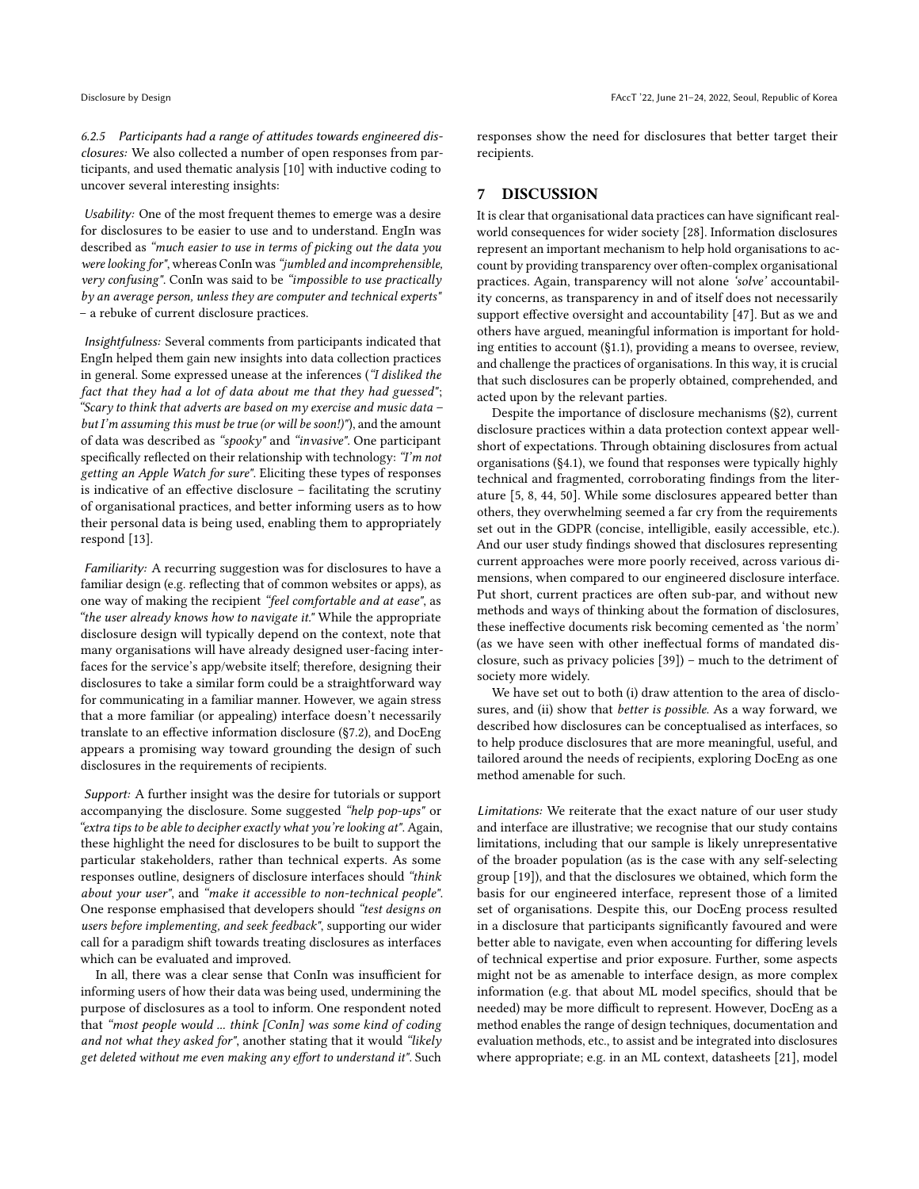*6.2.5 Participants had a range of attitudes towards engineered disclosures:* We also collected a number of open responses from participants, and used thematic analysis [10] with inductive coding to uncover several interesting insights:

*Usability:* One of the most frequent themes to emerge was a desire for disclosures to be easier to use and to understand. EngIn was described as *"much easier to use in terms of picking out the data you were looking for"*, whereas ConIn was *"jumbled and incomprehensible, very confusing"*. ConIn was said to be *"impossible to use practically by an average person, unless they are computer and technical experts"* – a rebuke of current disclosure practices.

*Insightfulness:* Several comments from participants indicated that EngIn helped them gain new insights into data collection practices in general. Some expressed unease at the inferences (*"I disliked the fact that they had a lot of data about me that they had guessed"*; *"Scary to think that adverts are based on my exercise and music data – but I'm assuming this must be true (or will be soon!)"*), and the amount of data was described as *"spooky"* and *"invasive"*. One participant specifically reflected on their relationship with technology: *"I'm not getting an Apple Watch for sure"*. Eliciting these types of responses is indicative of an effective disclosure – facilitating the scrutiny of organisational practices, and better informing users as to how their personal data is being used, enabling them to appropriately respond [13].

*Familiarity:* A recurring suggestion was for disclosures to have a familiar design (e.g. reflecting that of common websites or apps), as one way of making the recipient *"feel comfortable and at ease"*, as *"the user already knows how to navigate it."* While the appropriate disclosure design will typically depend on the context, note that many organisations will have already designed user-facing interfaces for the service's app/website itself; therefore, designing their disclosures to take a similar form could be a straightforward way for communicating in a familiar manner. However, we again stress that a more familiar (or appealing) interface doesn't necessarily translate to an effective information disclosure (§7.2), and DocEng appears a promising way toward grounding the design of such disclosures in the requirements of recipients.

*Support:* A further insight was the desire for tutorials or support accompanying the disclosure. Some suggested *"help pop-ups"* or *"extra tips to be able to decipher exactly what you're looking at"*. Again, these highlight the need for disclosures to be built to support the particular stakeholders, rather than technical experts. As some responses outline, designers of disclosure interfaces should *"think about your user"*, and *"make it accessible to non-technical people"*. One response emphasised that developers should *"test designs on users before implementing, and seek feedback"*, supporting our wider call for a paradigm shift towards treating disclosures as interfaces which can be evaluated and improved.

In all, there was a clear sense that ConIn was insufficient for informing users of how their data was being used, undermining the purpose of disclosures as a tool to inform. One respondent noted that *"most people would ... think [ConIn] was some kind of coding and not what they asked for"*, another stating that it would *"likely get deleted without me even making any effort to understand it"*. Such responses show the need for disclosures that better target their recipients.

## 7 DISCUSSION

It is clear that organisational data practices can have significant real-world consequences for wider society [28]. Information disclosures represent an important mechanism to help hold organisations to account by providing transparency over often-complex organisational practices. Again, transparency will not alone *'solve'* accountability concerns, as transparency in and of itself does not necessarily support effective oversight and accountability [47]. But as we and others have argued, meaningful information is important for holding entities to account (§1.1), providing a means to oversee, review, and challenge the practices of organisations. In this way, it is crucial that such disclosures can be properly obtained, comprehended, and acted upon by the relevant parties.

Despite the importance of disclosure mechanisms (§2), current disclosure practices within a data protection context appear well-short of expectations. Through obtaining disclosures from actual organisations (§4.1), we found that responses were typically highly technical and fragmented, corroborating findings from the literature [5, 8, 44, 50]. While some disclosures appeared better than others, they overwhelming seemed a far cry from the requirements set out in the GDPR (concise, intelligible, easily accessible, etc.). And our user study findings showed that disclosures representing current approaches were more poorly received, across various dimensions, when compared to our engineered disclosure interface. Put short, current practices are often sub-par, and without new methods and ways of thinking about the formation of disclosures, these ineffective documents risk becoming cemented as 'the norm' (as we have seen with other ineffectual forms of mandated disclosure, such as privacy policies [39]) – much to the detriment of society more widely.

We have set out to both (i) draw attention to the area of disclosures, and (ii) show that *better is possible*. As a way forward, we described how disclosures can be conceptualised as interfaces, so to help produce disclosures that are more meaningful, useful, and tailored around the needs of recipients, exploring DocEng as one method amenable for such.

*Limitations:* We reiterate that the exact nature of our user study and interface are illustrative; we recognise that our study contains limitations, including that our sample is likely unrepresentative of the broader population (as is the case with any self-selecting group [19]), and that the disclosures we obtained, which form the basis for our engineered interface, represent those of a limited set of organisations. Despite this, our DocEng process resulted in a disclosure that participants significantly favoured and were better able to navigate, even when accounting for differing levels of technical expertise and prior exposure. Further, some aspects might not be as amenable to interface design, as more complex information (e.g. that about ML model specifics, should that be needed) may be more difficult to represent. However, DocEng as a method enables the range of design techniques, documentation and evaluation methods, etc., to assist and be integrated into disclosures where appropriate; e.g. in an ML context, datasheets [21], model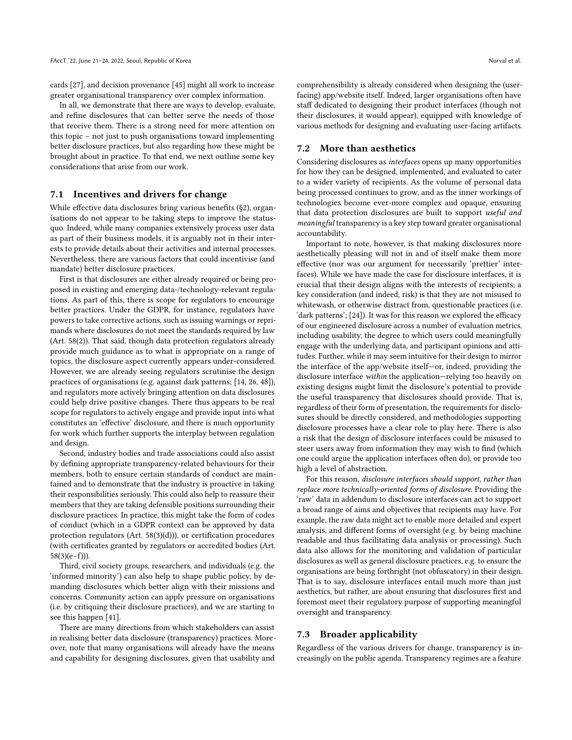cards [27], and decision provenance [45] might all work to increase greater organisational transparency over complex information.

In all, we demonstrate that there are ways to develop, evaluate, and refine disclosures that can better serve the needs of those that receive them. There is a strong need for more attention on this topic – not just to push organisations toward implementing better disclosure practices, but also regarding how these might be brought about in practice. To that end, we next outline some key considerations that arise from our work.

## 7.1 Incentives and drivers for change

While effective data disclosures bring various benefits (§2), organisations do not appear to be taking steps to improve the status-quo. Indeed, while many companies extensively process user data as part of their business models, it is arguably not in their interests to provide details about their activities and internal processes. Nevertheless, there are various factors that could incentivise (and mandate) better disclosure practices.

First is that disclosures are either already required or being proposed in existing and emerging data-/technology-relevant regulations. As part of this, there is scope for regulators to encourage better practices. Under the GDPR, for instance, regulators have powers to take corrective actions, such as issuing warnings or reprimands where disclosures do not meet the standards required by law (Art. 58(2)). That said, though data protection regulators already provide much guidance as to what is appropriate on a range of topics, the disclosure aspect currently appears under-considered. However, we are already seeing regulators scrutinise the design practices of organisations (e.g. against dark patterns; [14, 26, 48]), and regulators more actively bringing attention on data disclosures could help drive positive changes. There thus appears to be real scope for regulators to actively engage and provide input into what constitutes an 'effective' disclosure, and there is much opportunity for work which further supports the interplay between regulation and design.

Second, industry bodies and trade associations could also assist by defining appropriate transparency-related behaviours for their members, both to ensure certain standards of conduct are maintained and to demonstrate that the industry is proactive in taking their responsibilities seriously. This could also help to reassure their members that they are taking defensible positions surrounding their disclosure practices. In practice, this might take the form of codes of conduct (which in a GDPR context can be approved by data protection regulators (Art. 58(3)(d))), or certification procedures (with certificates granted by regulators or accredited bodies (Art. 58(3)(e–f))).

Third, civil society groups, researchers, and individuals (e.g. the 'informed minority') can also help to shape public policy, by demanding disclosures which better align with their missions and concerns. Community action can apply pressure on organisations (i.e. by critiquing their disclosure practices), and we are starting to see this happen [41].

There are many directions from which stakeholders can assist in realising better data disclosure (transparency) practices. Moreover, note that many organisations will already have the means and capability for designing disclosures, given that usability and comprehensibility is already considered when designing the (user-facing) app/website itself. Indeed, larger organisations often have staff dedicated to designing their product interfaces (though not their disclosures, it would appear), equipped with knowledge of various methods for designing and evaluating user-facing artifacts.

## 7.2 More than aesthetics

Considering disclosures as *interfaces* opens up many opportunities for how they can be designed, implemented, and evaluated to cater to a wider variety of recipients. As the volume of personal data being processed continues to grow, and as the inner workings of technologies become ever-more complex and opaque, ensuring that data protection disclosures are built to support *useful and meaningful* transparency is a key step toward greater organisational accountability.

Important to note, however, is that making disclosures more aesthetically pleasing will not in and of itself make them more effective (nor was our argument for necessarily 'prettier' interfaces). While we have made the case for disclosure interfaces, it is crucial that their design aligns with the interests of recipients; a key consideration (and indeed, risk) is that they are not misused to whitewash, or otherwise distract from, questionable practices (i.e. 'dark patterns'; [24]). It was for this reason we explored the efficacy of our engineered disclosure across a number of evaluation metrics, including usability, the degree to which users could meaningfully engage with the underlying data, and participant opinions and attitudes. Further, while it may seem intuitive for their design to mirror the interface of the app/website itself—or, indeed, providing the disclosure interface *within* the application—relying too heavily on existing designs might limit the disclosure's potential to provide the useful transparency that disclosures should provide. That is, regardless of their form of presentation, the requirements for disclosures should be directly considered, and methodologies supporting disclosure processes have a clear role to play here. There is also a risk that the design of disclosure interfaces could be misused to steer users away from information they may wish to find (which one could argue the application interfaces often do), or provide too high a level of abstraction.

For this reason, *disclosure interfaces should support, rather than replace more technically-oriented forms of disclosure.* Providing the 'raw' data in addendum to disclosure interfaces can act to support a broad range of aims and objectives that recipients may have. For example, the raw data might act to enable more detailed and expert analysis, and different forms of oversight (e.g. by being machine readable and thus facilitating data analysis or processing). Such data also allows for the monitoring and validation of particular disclosures as well as general disclosure practices, e.g. to ensure the organisations are being forthright (not obfuscatory) in their design. That is to say, disclosure interfaces entail much more than just aesthetics, but rather, are about ensuring that disclosures first and foremost meet their regulatory purpose of supporting meaningful oversight and transparency.

## 7.3 Broader applicability

Regardless of the various drivers for change, transparency is increasingly on the public agenda. Transparency regimes are a feature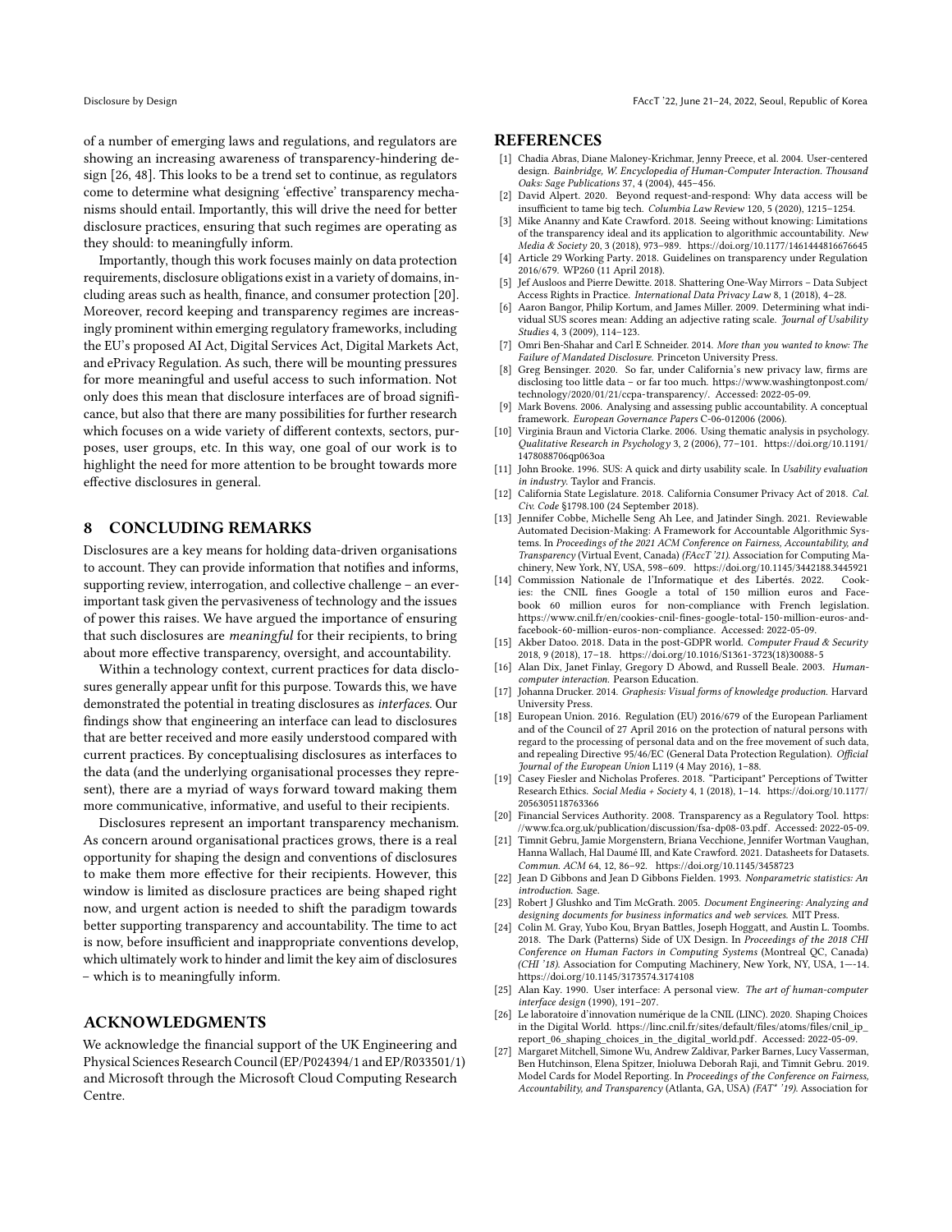of a number of emerging laws and regulations, and regulators are showing an increasing awareness of transparency-hindering design [26, 48]. This looks to be a trend set to continue, as regulators come to determine what designing 'effective' transparency mechanisms should entail. Importantly, this will drive the need for better disclosure practices, ensuring that such regimes are operating as they should: to meaningfully inform.

Importantly, though this work focuses mainly on data protection requirements, disclosure obligations exist in a variety of domains, including areas such as health, finance, and consumer protection [20]. Moreover, record keeping and transparency regimes are increasingly prominent within emerging regulatory frameworks, including the EU's proposed AI Act, Digital Services Act, Digital Markets Act, and ePrivacy Regulation. As such, there will be mounting pressures for more meaningful and useful access to such information. Not only does this mean that disclosure interfaces are of broad significance, but also that there are many possibilities for further research which focuses on a wide variety of different contexts, sectors, purposes, user groups, etc. In this way, one goal of our work is to highlight the need for more attention to be brought towards more effective disclosures in general.

## 8 CONCLUDING REMARKS

Disclosures are a key means for holding data-driven organisations to account. They can provide information that notifies and informs, supporting review, interrogation, and collective challenge – an ever-important task given the pervasiveness of technology and the issues of power this raises. We have argued the importance of ensuring that such disclosures are *meaningful* for their recipients, to bring about more effective transparency, oversight, and accountability.

Within a technology context, current practices for data disclosures generally appear unfit for this purpose. Towards this, we have demonstrated the potential in treating disclosures as *interfaces*. Our findings show that engineering an interface can lead to disclosures that are better received and more easily understood compared with current practices. By conceptualising disclosures as interfaces to the data (and the underlying organisational processes they represent), there are a myriad of ways forward toward making them more communicative, informative, and useful to their recipients.

Disclosures represent an important transparency mechanism. As concern around organisational practices grows, there is a real opportunity for shaping the design and conventions of disclosures to make them more effective for their recipients. However, this window is limited as disclosure practices are being shaped right now, and urgent action is needed to shift the paradigm towards better supporting transparency and accountability. The time to act is now, before insufficient and inappropriate conventions develop, which ultimately work to hinder and limit the key aim of disclosures – which is to meaningfully inform.

## ACKNOWLEDGMENTS

We acknowledge the financial support of the UK Engineering and Physical Sciences Research Council (EP/P024394/1 and EP/R033501/1) and Microsoft through the Microsoft Cloud Computing Research Centre.

## REFERENCES

[1] Chadia Abras, Diane Maloney-Krichmar, Jenny Preece, et al. 2004. User-centered design. *Bainbridge, W. Encyclopedia of Human-Computer Interaction. Thousand Oaks: Sage Publications* 37, 4 (2004), 445–456.

[2] David Alpert. 2020. Beyond request-and-respond: Why data access will be insufficient to tame big tech. *Columbia Law Review* 120, 5 (2020), 1215–1254.

[3] Mike Ananny and Kate Crawford. 2018. Seeing without knowing: Limitations of the transparency ideal and its application to algorithmic accountability. *New Media & Society* 20, 3 (2018), 973–989. https://doi.org/10.1177/1461444816676645

[4] Article 29 Working Party. 2018. Guidelines on transparency under Regulation 2016/679. WP260 (11 April 2018).

[5] Jef Ausloos and Pierre Dewitte. 2018. Shattering One-Way Mirrors – Data Subject Access Rights in Practice. *International Data Privacy Law* 8, 1 (2018), 4–28.

[6] Aaron Bangor, Philip Kortum, and James Miller. 2009. Determining what individual SUS scores mean: Adding an adjective rating scale. *Journal of Usability Studies* 4, 3 (2009), 114–123.

[7] Omri Ben-Shahar and Carl E Schneider. 2014. *More than you wanted to know: The Failure of Mandated Disclosure.* Princeton University Press.

[8] Greg Bensinger. 2020. So far, under California's new privacy law, firms are disclosing too little data – or far too much. https://www.washingtonpost.com/technology/2020/01/21/ccpa-transparency/. Accessed: 2022-05-09.

[9] Mark Bovens. 2006. Analysing and assessing public accountability. A conceptual framework. *European Governance Papers* C-06-012006 (2006).

[10] Virginia Braun and Victoria Clarke. 2006. Using thematic analysis in psychology. *Qualitative Research in Psychology* 3, 2 (2006), 77–101. https://doi.org/10.1191/1478088706qp063oa

[11] John Brooke. 1996. SUS: A quick and dirty usability scale. In *Usability evaluation in industry.* Taylor and Francis.

[12] California State Legislature. 2018. California Consumer Privacy Act of 2018. *Cal. Civ. Code* §1798.100 (24 September 2018).

[13] Jennifer Cobbe, Michelle Seng Ah Lee, and Jatinder Singh. 2021. Reviewable Automated Decision-Making: A Framework for Accountable Algorithmic Systems. In *Proceedings of the 2021 ACM Conference on Fairness, Accountability, and Transparency* (Virtual Event, Canada) *(FAccT '21).* Association for Computing Machinery, New York, NY, USA, 598–609. https://doi.org/10.1145/3442188.3445921

[14] Commission Nationale de l'Informatique et des Libertés. 2022. Cookies: the CNIL fines Google a total of 150 million euros and Facebook 60 million euros for non-compliance with French legislation. https://www.cnil.fr/en/cookies-cnil-fines-google-total-150-million-euros-and-facebook-60-million-euros-non-compliance. Accessed: 2022-05-09.

[15] Akber Datoo. 2018. Data in the post-GDPR world. *Computer Fraud & Security* 2018, 9 (2018), 17–18. https://doi.org/10.1016/S1361-3723(18)30088-5

[16] Alan Dix, Janet Finlay, Gregory D Abowd, and Russell Beale. 2003. *Human-computer interaction.* Pearson Education.

[17] Johanna Drucker. 2014. *Graphesis: Visual forms of knowledge production.* Harvard University Press.

[18] European Union. 2016. Regulation (EU) 2016/679 of the European Parliament and of the Council of 27 April 2016 on the protection of natural persons with regard to the processing of personal data and on the free movement of such data, and repealing Directive 95/46/EC (General Data Protection Regulation). *Official Journal of the European Union* L119 (4 May 2016), 1–88.

[19] Casey Fiesler and Nicholas Proferes. 2018. "Participant" Perceptions of Twitter Research Ethics. *Social Media + Society* 4, 1 (2018), 1–14. https://doi.org/10.1177/2056305118763366

[20] Financial Services Authority. 2008. Transparency as a Regulatory Tool. https://www.fca.org.uk/publication/discussion/fsa-dp08-03.pdf. Accessed: 2022-05-09.

[21] Timnit Gebru, Jamie Morgenstern, Briana Vecchione, Jennifer Wortman Vaughan, Hanna Wallach, Hal Daumé III, and Kate Crawford. 2021. Datasheets for Datasets. *Commun. ACM* 64, 12, 86–92. https://doi.org/10.1145/3458723

[22] Jean D Gibbons and Jean D Gibbons Fielden. 1993. *Nonparametric statistics: An introduction.* Sage.

[23] Robert J Glushko and Tim McGrath. 2005. *Document Engineering: Analyzing and designing documents for business informatics and web services.* MIT Press.

[24] Colin M. Gray, Yubo Kou, Bryan Battles, Joseph Hoggatt, and Austin L. Toombs. 2018. The Dark (Patterns) Side of UX Design. In *Proceedings of the 2018 CHI Conference on Human Factors in Computing Systems* (Montreal QC, Canada) *(CHI '18).* Association for Computing Machinery, New York, NY, USA, 1—-14. https://doi.org/10.1145/3173574.3174108

[25] Alan Kay. 1990. User interface: A personal view. *The art of human-computer interface design* (1990), 191–207.

[26] Le laboratoire d'innovation numérique de la CNIL (LINC). 2020. Shaping Choices in the Digital World. https://linc.cnil.fr/sites/default/files/atoms/files/cnil_ip_report_06_shaping_choices_in_the_digital_world.pdf. Accessed: 2022-05-09.

[27] Margaret Mitchell, Simone Wu, Andrew Zaldivar, Parker Barnes, Lucy Vasserman, Ben Hutchinson, Elena Spitzer, Inioluwa Deborah Raji, and Timnit Gebru. 2019. Model Cards for Model Reporting. In *Proceedings of the Conference on Fairness, Accountability, and Transparency* (Atlanta, GA, USA) *(FAT* '19).* Association for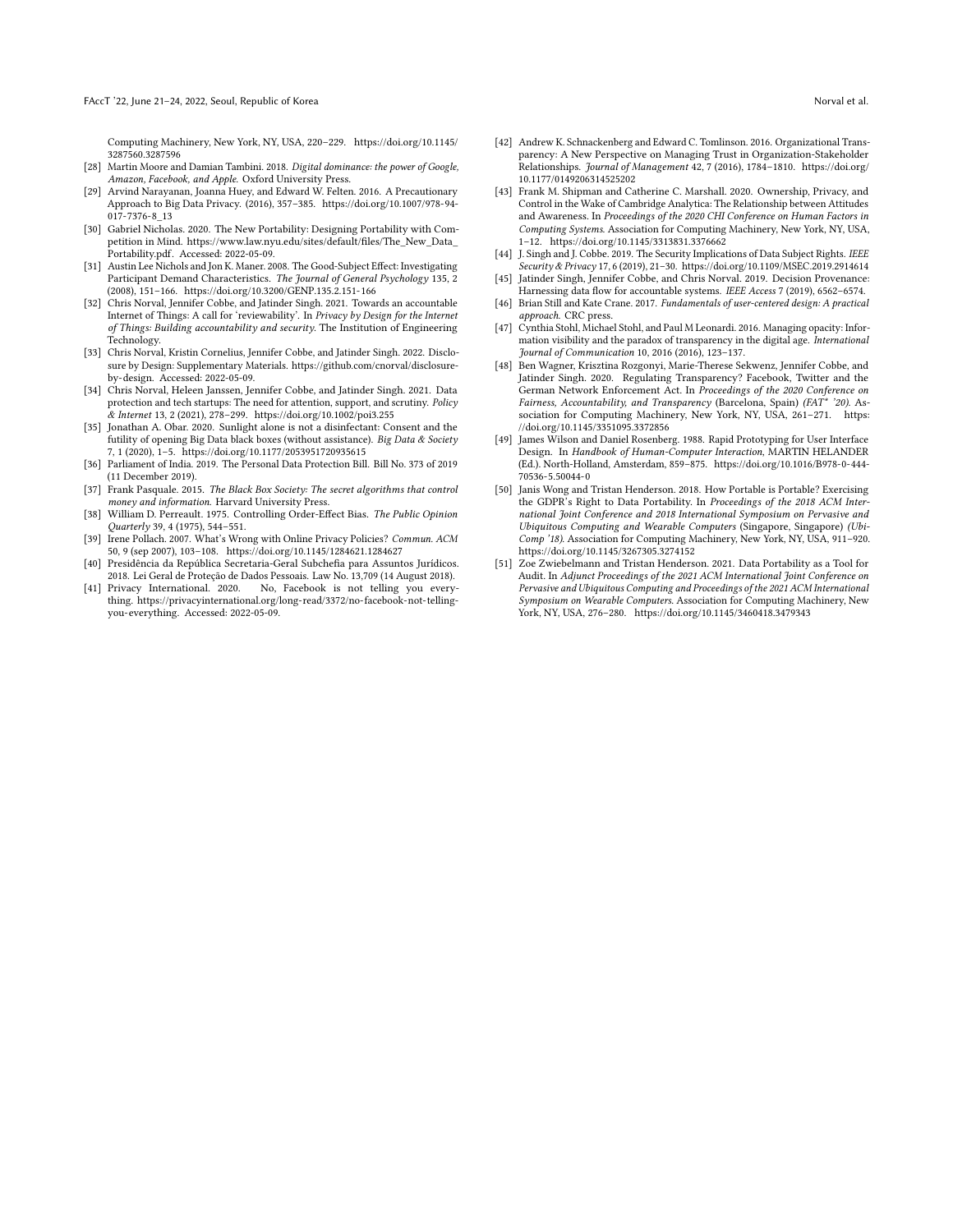Computing Machinery, New York, NY, USA, 220–229. https://doi.org/10.1145/3287560.3287596

- [28] Martin Moore and Damian Tambini. 2018. *Digital dominance: the power of Google, Amazon, Facebook, and Apple.* Oxford University Press.
- [29] Arvind Narayanan, Joanna Huey, and Edward W. Felten. 2016. A Precautionary Approach to Big Data Privacy. (2016), 357–385. https://doi.org/10.1007/978-94-017-7376-8_13
- [30] Gabriel Nicholas. 2020. The New Portability: Designing Portability with Competition in Mind. https://www.law.nyu.edu/sites/default/files/The_New_Data_Portability.pdf. Accessed: 2022-05-09.
- [31] Austin Lee Nichols and Jon K. Maner. 2008. The Good-Subject Effect: Investigating Participant Demand Characteristics. *The Journal of General Psychology* 135, 2 (2008), 151–166. https://doi.org/10.3200/GENP.135.2.151-166
- [32] Chris Norval, Jennifer Cobbe, and Jatinder Singh. 2021. Towards an accountable Internet of Things: A call for 'reviewability'. In *Privacy by Design for the Internet of Things: Building accountability and security.* The Institution of Engineering Technology.
- [33] Chris Norval, Kristin Cornelius, Jennifer Cobbe, and Jatinder Singh. 2022. Disclosure by Design: Supplementary Materials. https://github.com/cnorval/disclosure-by-design. Accessed: 2022-05-09.
- [34] Chris Norval, Heleen Janssen, Jennifer Cobbe, and Jatinder Singh. 2021. Data protection and tech startups: The need for attention, support, and scrutiny. *Policy & Internet* 13, 2 (2021), 278–299. https://doi.org/10.1002/poi3.255
- [35] Jonathan A. Obar. 2020. Sunlight alone is not a disinfectant: Consent and the futility of opening Big Data black boxes (without assistance). *Big Data & Society* 7, 1 (2020), 1–5. https://doi.org/10.1177/2053951720935615
- [36] Parliament of India. 2019. The Personal Data Protection Bill. Bill No. 373 of 2019 (11 December 2019).
- [37] Frank Pasquale. 2015. *The Black Box Society: The secret algorithms that control money and information.* Harvard University Press.
- [38] William D. Perreault. 1975. Controlling Order-Effect Bias. *The Public Opinion Quarterly* 39, 4 (1975), 544–551.
- [39] Irene Pollach. 2007. What's Wrong with Online Privacy Policies? *Commun. ACM* 50, 9 (sep 2007), 103–108. https://doi.org/10.1145/1284621.1284627
- [40] Presidência da República Secretaria-Geral Subchefia para Assuntos Jurídicos. 2018. Lei Geral de Proteção de Dados Pessoais. Law No. 13,709 (14 August 2018).
- [41] Privacy International. 2020. No, Facebook is not telling you everything. https://privacyinternational.org/long-read/3372/no-facebook-not-telling-you-everything. Accessed: 2022-05-09.
- [42] Andrew K. Schnackenberg and Edward C. Tomlinson. 2016. Organizational Transparency: A New Perspective on Managing Trust in Organization-Stakeholder Relationships. *Journal of Management* 42, 7 (2016), 1784–1810. https://doi.org/10.1177/0149206314525202
- [43] Frank M. Shipman and Catherine C. Marshall. 2020. Ownership, Privacy, and Control in the Wake of Cambridge Analytica: The Relationship between Attitudes and Awareness. In *Proceedings of the 2020 CHI Conference on Human Factors in Computing Systems.* Association for Computing Machinery, New York, NY, USA, 1–12. https://doi.org/10.1145/3313831.3376662
- [44] J. Singh and J. Cobbe. 2019. The Security Implications of Data Subject Rights. *IEEE Security & Privacy* 17, 6 (2019), 21–30. https://doi.org/10.1109/MSEC.2019.2914614
- [45] Jatinder Singh, Jennifer Cobbe, and Chris Norval. 2019. Decision Provenance: Harnessing data flow for accountable systems. *IEEE Access* 7 (2019), 6562–6574.
- [46] Brian Still and Kate Crane. 2017. *Fundamentals of user-centered design: A practical approach.* CRC press.
- [47] Cynthia Stohl, Michael Stohl, and Paul M Leonardi. 2016. Managing opacity: Information visibility and the paradox of transparency in the digital age. *International Journal of Communication* 10, 2016 (2016), 123–137.
- [48] Ben Wagner, Krisztina Rozgonyi, Marie-Therese Sekwenz, Jennifer Cobbe, and Jatinder Singh. 2020. Regulating Transparency? Facebook, Twitter and the German Network Enforcement Act. In *Proceedings of the 2020 Conference on Fairness, Accountability, and Transparency* (Barcelona, Spain) *(FAT\* '20).* Association for Computing Machinery, New York, NY, USA, 261–271. https://doi.org/10.1145/3351095.3372856
- [49] James Wilson and Daniel Rosenberg. 1988. Rapid Prototyping for User Interface Design. In *Handbook of Human-Computer Interaction*, MARTIN HELANDER (Ed.). North-Holland, Amsterdam, 859–875. https://doi.org/10.1016/B978-0-444-70536-5.50044-0
- [50] Janis Wong and Tristan Henderson. 2018. How Portable is Portable? Exercising the GDPR's Right to Data Portability. In *Proceedings of the 2018 ACM International Joint Conference and 2018 International Symposium on Pervasive and Ubiquitous Computing and Wearable Computers* (Singapore, Singapore) *(UbiComp '18).* Association for Computing Machinery, New York, NY, USA, 911–920. https://doi.org/10.1145/3267305.3274152
- [51] Zoe Zwiebelmann and Tristan Henderson. 2021. Data Portability as a Tool for Audit. In *Adjunct Proceedings of the 2021 ACM International Joint Conference on Pervasive and Ubiquitous Computing and Proceedings of the 2021 ACM International Symposium on Wearable Computers.* Association for Computing Machinery, New York, NY, USA, 276–280. https://doi.org/10.1145/3460418.3479343